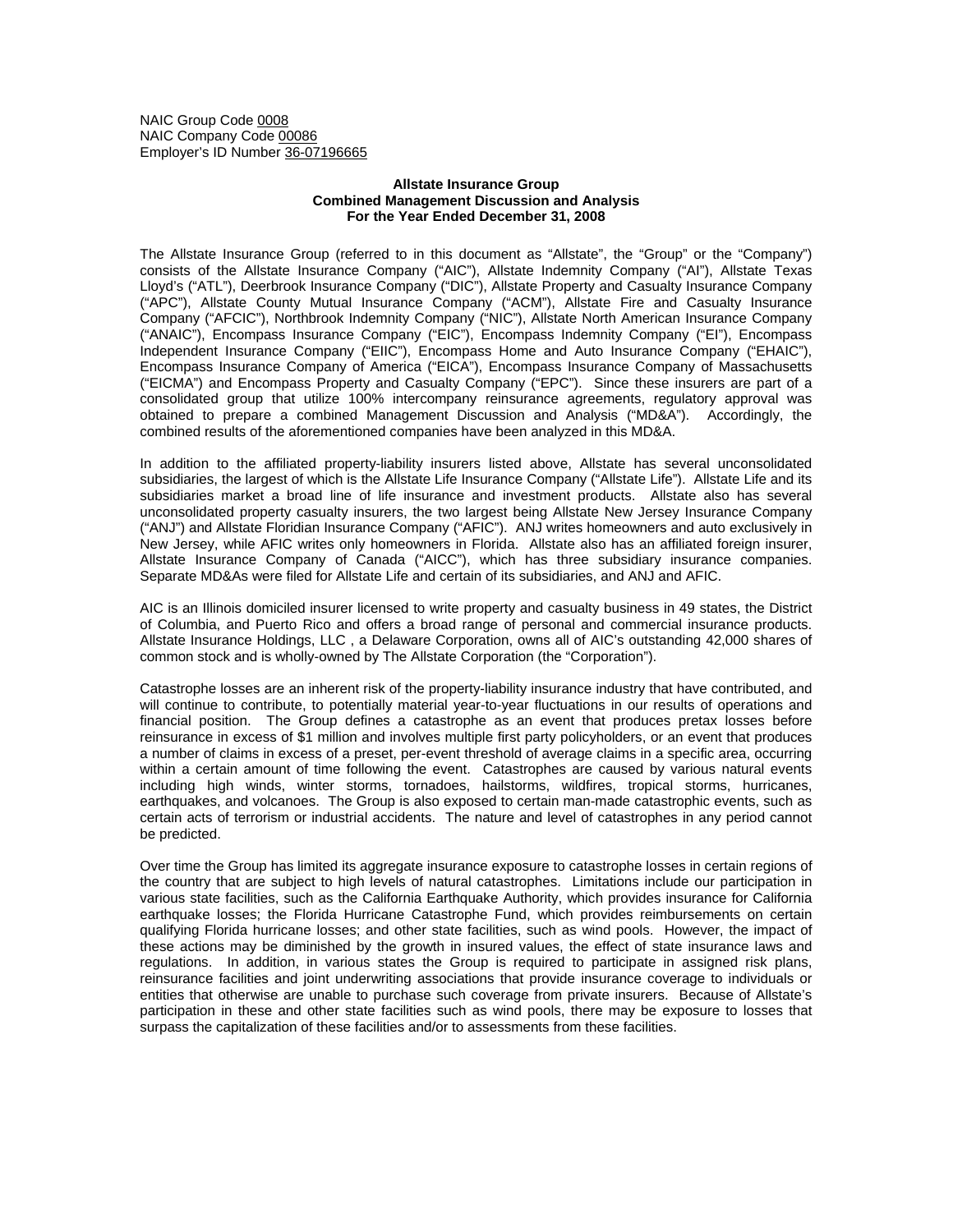NAIC Group Code 0008
NAIC Company Code 00086
Employer's ID Number 36-07196665

**Allstate Insurance Group**
**Combined Management Discussion and Analysis**
**For the Year Ended December 31, 2008**

The Allstate Insurance Group (referred to in this document as "Allstate", the "Group" or the "Company") consists of the Allstate Insurance Company ("AIC"), Allstate Indemnity Company ("AI"), Allstate Texas Lloyd's ("ATL"), Deerbrook Insurance Company ("DIC"), Allstate Property and Casualty Insurance Company ("APC"), Allstate County Mutual Insurance Company ("ACM"), Allstate Fire and Casualty Insurance Company ("AFCIC"), Northbrook Indemnity Company ("NIC"), Allstate North American Insurance Company ("ANAIC"), Encompass Insurance Company ("EIC"), Encompass Indemnity Company ("EI"), Encompass Independent Insurance Company ("EIIC"), Encompass Home and Auto Insurance Company ("EHAIC"), Encompass Insurance Company of America ("EICA"), Encompass Insurance Company of Massachusetts ("EICMA") and Encompass Property and Casualty Company ("EPC"). Since these insurers are part of a consolidated group that utilize 100% intercompany reinsurance agreements, regulatory approval was obtained to prepare a combined Management Discussion and Analysis ("MD&A"). Accordingly, the combined results of the aforementioned companies have been analyzed in this MD&A.

In addition to the affiliated property-liability insurers listed above, Allstate has several unconsolidated subsidiaries, the largest of which is the Allstate Life Insurance Company ("Allstate Life"). Allstate Life and its subsidiaries market a broad line of life insurance and investment products. Allstate also has several unconsolidated property casualty insurers, the two largest being Allstate New Jersey Insurance Company ("ANJ") and Allstate Floridian Insurance Company ("AFIC"). ANJ writes homeowners and auto exclusively in New Jersey, while AFIC writes only homeowners in Florida. Allstate also has an affiliated foreign insurer, Allstate Insurance Company of Canada ("AICC"), which has three subsidiary insurance companies. Separate MD&As were filed for Allstate Life and certain of its subsidiaries, and ANJ and AFIC.

AIC is an Illinois domiciled insurer licensed to write property and casualty business in 49 states, the District of Columbia, and Puerto Rico and offers a broad range of personal and commercial insurance products. Allstate Insurance Holdings, LLC , a Delaware Corporation, owns all of AIC's outstanding 42,000 shares of common stock and is wholly-owned by The Allstate Corporation (the "Corporation").

Catastrophe losses are an inherent risk of the property-liability insurance industry that have contributed, and will continue to contribute, to potentially material year-to-year fluctuations in our results of operations and financial position. The Group defines a catastrophe as an event that produces pretax losses before reinsurance in excess of $1 million and involves multiple first party policyholders, or an event that produces a number of claims in excess of a preset, per-event threshold of average claims in a specific area, occurring within a certain amount of time following the event. Catastrophes are caused by various natural events including high winds, winter storms, tornadoes, hailstorms, wildfires, tropical storms, hurricanes, earthquakes, and volcanoes. The Group is also exposed to certain man-made catastrophic events, such as certain acts of terrorism or industrial accidents. The nature and level of catastrophes in any period cannot be predicted.

Over time the Group has limited its aggregate insurance exposure to catastrophe losses in certain regions of the country that are subject to high levels of natural catastrophes. Limitations include our participation in various state facilities, such as the California Earthquake Authority, which provides insurance for California earthquake losses; the Florida Hurricane Catastrophe Fund, which provides reimbursements on certain qualifying Florida hurricane losses; and other state facilities, such as wind pools. However, the impact of these actions may be diminished by the growth in insured values, the effect of state insurance laws and regulations. In addition, in various states the Group is required to participate in assigned risk plans, reinsurance facilities and joint underwriting associations that provide insurance coverage to individuals or entities that otherwise are unable to purchase such coverage from private insurers. Because of Allstate's participation in these and other state facilities such as wind pools, there may be exposure to losses that surpass the capitalization of these facilities and/or to assessments from these facilities.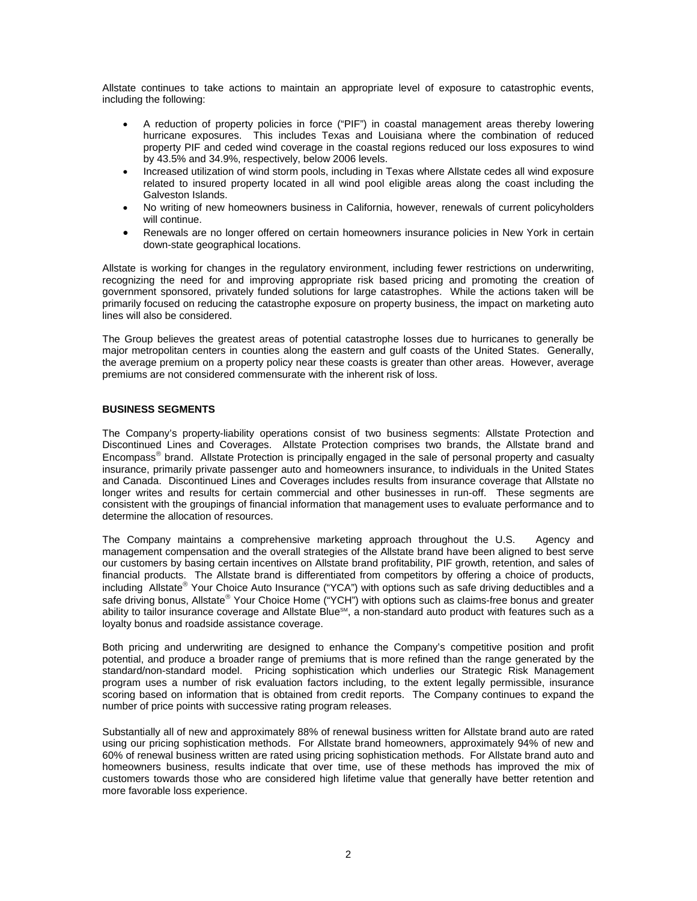Allstate continues to take actions to maintain an appropriate level of exposure to catastrophic events, including the following:

- A reduction of property policies in force ("PIF") in coastal management areas thereby lowering hurricane exposures. This includes Texas and Louisiana where the combination of reduced property PIF and ceded wind coverage in the coastal regions reduced our loss exposures to wind by 43.5% and 34.9%, respectively, below 2006 levels.
- Increased utilization of wind storm pools, including in Texas where Allstate cedes all wind exposure related to insured property located in all wind pool eligible areas along the coast including the Galveston Islands.
- No writing of new homeowners business in California, however, renewals of current policyholders will continue.
- Renewals are no longer offered on certain homeowners insurance policies in New York in certain down-state geographical locations.

Allstate is working for changes in the regulatory environment, including fewer restrictions on underwriting, recognizing the need for and improving appropriate risk based pricing and promoting the creation of government sponsored, privately funded solutions for large catastrophes. While the actions taken will be primarily focused on reducing the catastrophe exposure on property business, the impact on marketing auto lines will also be considered.

The Group believes the greatest areas of potential catastrophe losses due to hurricanes to generally be major metropolitan centers in counties along the eastern and gulf coasts of the United States. Generally, the average premium on a property policy near these coasts is greater than other areas. However, average premiums are not considered commensurate with the inherent risk of loss.

**BUSINESS SEGMENTS**

The Company's property-liability operations consist of two business segments: Allstate Protection and Discontinued Lines and Coverages. Allstate Protection comprises two brands, the Allstate brand and Encompass® brand. Allstate Protection is principally engaged in the sale of personal property and casualty insurance, primarily private passenger auto and homeowners insurance, to individuals in the United States and Canada. Discontinued Lines and Coverages includes results from insurance coverage that Allstate no longer writes and results for certain commercial and other businesses in run-off. These segments are consistent with the groupings of financial information that management uses to evaluate performance and to determine the allocation of resources.

The Company maintains a comprehensive marketing approach throughout the U.S. Agency and management compensation and the overall strategies of the Allstate brand have been aligned to best serve our customers by basing certain incentives on Allstate brand profitability, PIF growth, retention, and sales of financial products. The Allstate brand is differentiated from competitors by offering a choice of products, including Allstate® Your Choice Auto Insurance ("YCA") with options such as safe driving deductibles and a safe driving bonus, Allstate® Your Choice Home ("YCH") with options such as claims-free bonus and greater ability to tailor insurance coverage and Allstate Blue℠, a non-standard auto product with features such as a loyalty bonus and roadside assistance coverage.

Both pricing and underwriting are designed to enhance the Company's competitive position and profit potential, and produce a broader range of premiums that is more refined than the range generated by the standard/non-standard model. Pricing sophistication which underlies our Strategic Risk Management program uses a number of risk evaluation factors including, to the extent legally permissible, insurance scoring based on information that is obtained from credit reports. The Company continues to expand the number of price points with successive rating program releases.

Substantially all of new and approximately 88% of renewal business written for Allstate brand auto are rated using our pricing sophistication methods. For Allstate brand homeowners, approximately 94% of new and 60% of renewal business written are rated using pricing sophistication methods. For Allstate brand auto and homeowners business, results indicate that over time, use of these methods has improved the mix of customers towards those who are considered high lifetime value that generally have better retention and more favorable loss experience.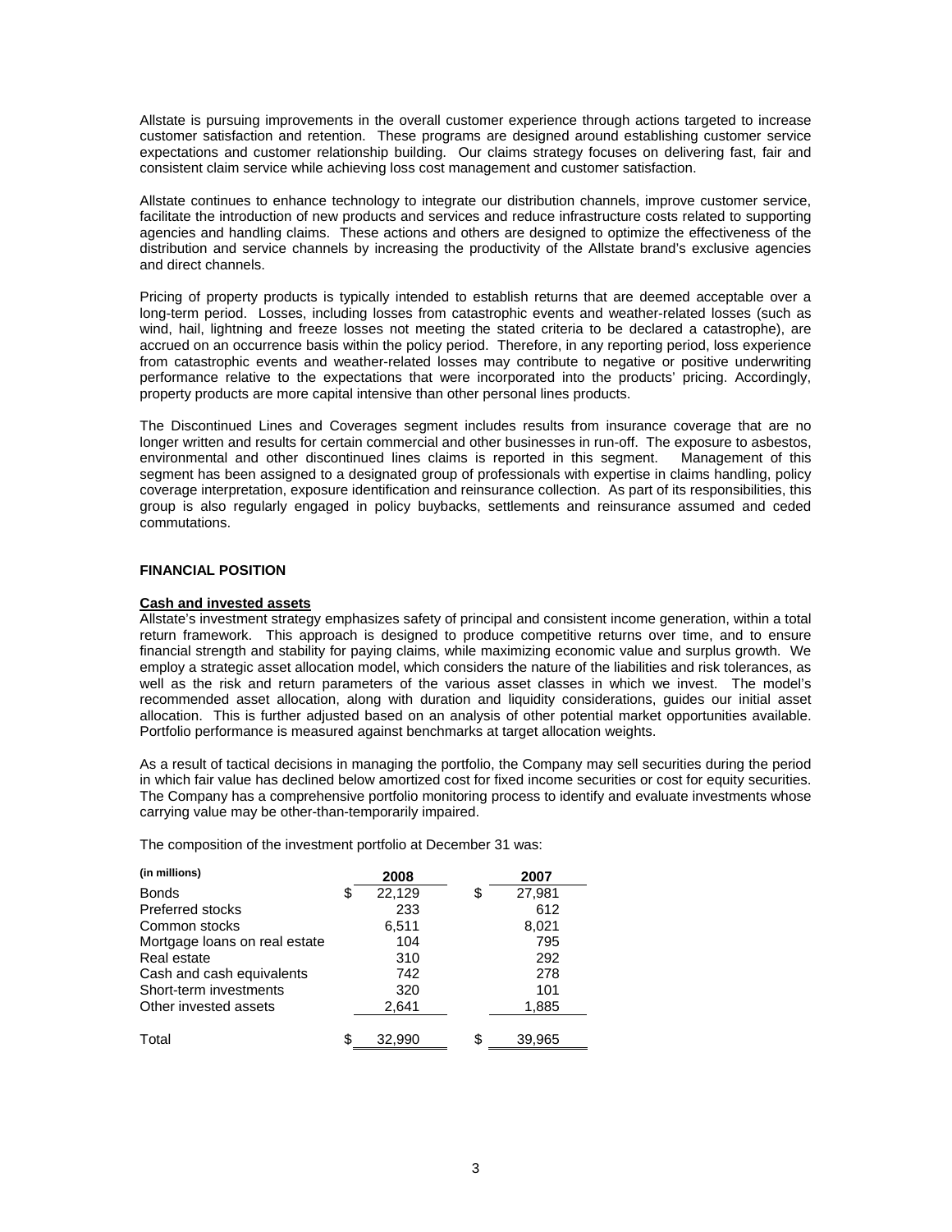Allstate is pursuing improvements in the overall customer experience through actions targeted to increase customer satisfaction and retention. These programs are designed around establishing customer service expectations and customer relationship building. Our claims strategy focuses on delivering fast, fair and consistent claim service while achieving loss cost management and customer satisfaction.

Allstate continues to enhance technology to integrate our distribution channels, improve customer service, facilitate the introduction of new products and services and reduce infrastructure costs related to supporting agencies and handling claims. These actions and others are designed to optimize the effectiveness of the distribution and service channels by increasing the productivity of the Allstate brand's exclusive agencies and direct channels.

Pricing of property products is typically intended to establish returns that are deemed acceptable over a long-term period. Losses, including losses from catastrophic events and weather-related losses (such as wind, hail, lightning and freeze losses not meeting the stated criteria to be declared a catastrophe), are accrued on an occurrence basis within the policy period. Therefore, in any reporting period, loss experience from catastrophic events and weather-related losses may contribute to negative or positive underwriting performance relative to the expectations that were incorporated into the products' pricing. Accordingly, property products are more capital intensive than other personal lines products.

The Discontinued Lines and Coverages segment includes results from insurance coverage that are no longer written and results for certain commercial and other businesses in run-off. The exposure to asbestos, environmental and other discontinued lines claims is reported in this segment. Management of this segment has been assigned to a designated group of professionals with expertise in claims handling, policy coverage interpretation, exposure identification and reinsurance collection. As part of its responsibilities, this group is also regularly engaged in policy buybacks, settlements and reinsurance assumed and ceded commutations.

## FINANCIAL POSITION

**Cash and invested assets**

Allstate's investment strategy emphasizes safety of principal and consistent income generation, within a total return framework. This approach is designed to produce competitive returns over time, and to ensure financial strength and stability for paying claims, while maximizing economic value and surplus growth. We employ a strategic asset allocation model, which considers the nature of the liabilities and risk tolerances, as well as the risk and return parameters of the various asset classes in which we invest. The model's recommended asset allocation, along with duration and liquidity considerations, guides our initial asset allocation. This is further adjusted based on an analysis of other potential market opportunities available. Portfolio performance is measured against benchmarks at target allocation weights.

As a result of tactical decisions in managing the portfolio, the Company may sell securities during the period in which fair value has declined below amortized cost for fixed income securities or cost for equity securities. The Company has a comprehensive portfolio monitoring process to identify and evaluate investments whose carrying value may be other-than-temporarily impaired.

The composition of the investment portfolio at December 31 was:

| (in millions) | 2008 | 2007 |
|---|---|---|
| Bonds | $ 22,129 | $ 27,981 |
| Preferred stocks | 233 | 612 |
| Common stocks | 6,511 | 8,021 |
| Mortgage loans on real estate | 104 | 795 |
| Real estate | 310 | 292 |
| Cash and cash equivalents | 742 | 278 |
| Short-term investments | 320 | 101 |
| Other invested assets | 2,641 | 1,885 |
| Total | $ 32,990 | $ 39,965 |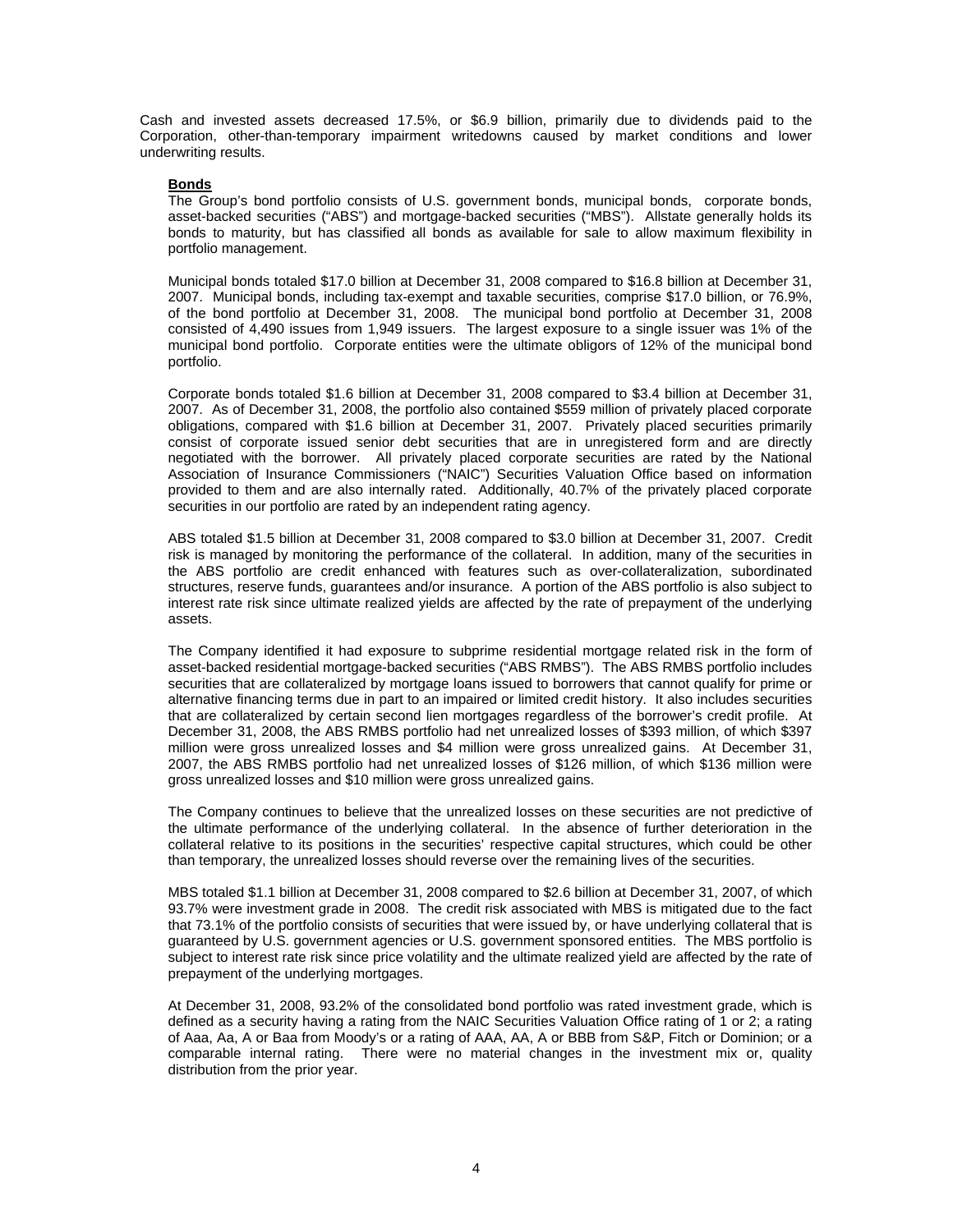Cash and invested assets decreased 17.5%, or $6.9 billion, primarily due to dividends paid to the Corporation, other-than-temporary impairment writedowns caused by market conditions and lower underwriting results.

**Bonds**

The Group's bond portfolio consists of U.S. government bonds, municipal bonds, corporate bonds, asset-backed securities ("ABS") and mortgage-backed securities ("MBS"). Allstate generally holds its bonds to maturity, but has classified all bonds as available for sale to allow maximum flexibility in portfolio management.

Municipal bonds totaled $17.0 billion at December 31, 2008 compared to $16.8 billion at December 31, 2007. Municipal bonds, including tax-exempt and taxable securities, comprise $17.0 billion, or 76.9%, of the bond portfolio at December 31, 2008. The municipal bond portfolio at December 31, 2008 consisted of 4,490 issues from 1,949 issuers. The largest exposure to a single issuer was 1% of the municipal bond portfolio. Corporate entities were the ultimate obligors of 12% of the municipal bond portfolio.

Corporate bonds totaled $1.6 billion at December 31, 2008 compared to $3.4 billion at December 31, 2007. As of December 31, 2008, the portfolio also contained $559 million of privately placed corporate obligations, compared with $1.6 billion at December 31, 2007. Privately placed securities primarily consist of corporate issued senior debt securities that are in unregistered form and are directly negotiated with the borrower. All privately placed corporate securities are rated by the National Association of Insurance Commissioners ("NAIC") Securities Valuation Office based on information provided to them and are also internally rated. Additionally, 40.7% of the privately placed corporate securities in our portfolio are rated by an independent rating agency.

ABS totaled $1.5 billion at December 31, 2008 compared to $3.0 billion at December 31, 2007. Credit risk is managed by monitoring the performance of the collateral. In addition, many of the securities in the ABS portfolio are credit enhanced with features such as over-collateralization, subordinated structures, reserve funds, guarantees and/or insurance. A portion of the ABS portfolio is also subject to interest rate risk since ultimate realized yields are affected by the rate of prepayment of the underlying assets.

The Company identified it had exposure to subprime residential mortgage related risk in the form of asset-backed residential mortgage-backed securities ("ABS RMBS"). The ABS RMBS portfolio includes securities that are collateralized by mortgage loans issued to borrowers that cannot qualify for prime or alternative financing terms due in part to an impaired or limited credit history. It also includes securities that are collateralized by certain second lien mortgages regardless of the borrower's credit profile. At December 31, 2008, the ABS RMBS portfolio had net unrealized losses of $393 million, of which $397 million were gross unrealized losses and $4 million were gross unrealized gains. At December 31, 2007, the ABS RMBS portfolio had net unrealized losses of $126 million, of which $136 million were gross unrealized losses and $10 million were gross unrealized gains.

The Company continues to believe that the unrealized losses on these securities are not predictive of the ultimate performance of the underlying collateral. In the absence of further deterioration in the collateral relative to its positions in the securities' respective capital structures, which could be other than temporary, the unrealized losses should reverse over the remaining lives of the securities.

MBS totaled $1.1 billion at December 31, 2008 compared to $2.6 billion at December 31, 2007, of which 93.7% were investment grade in 2008. The credit risk associated with MBS is mitigated due to the fact that 73.1% of the portfolio consists of securities that were issued by, or have underlying collateral that is guaranteed by U.S. government agencies or U.S. government sponsored entities. The MBS portfolio is subject to interest rate risk since price volatility and the ultimate realized yield are affected by the rate of prepayment of the underlying mortgages.

At December 31, 2008, 93.2% of the consolidated bond portfolio was rated investment grade, which is defined as a security having a rating from the NAIC Securities Valuation Office rating of 1 or 2; a rating of Aaa, Aa, A or Baa from Moody's or a rating of AAA, AA, A or BBB from S&P, Fitch or Dominion; or a comparable internal rating. There were no material changes in the investment mix or, quality distribution from the prior year.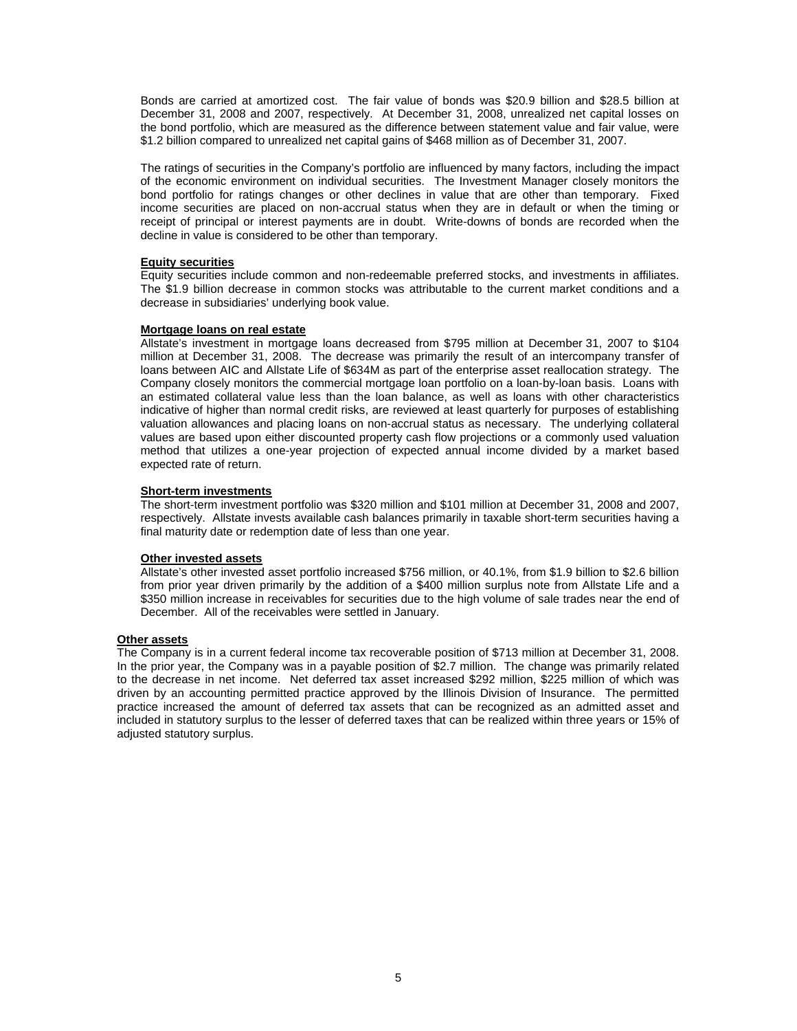Bonds are carried at amortized cost. The fair value of bonds was $20.9 billion and $28.5 billion at December 31, 2008 and 2007, respectively. At December 31, 2008, unrealized net capital losses on the bond portfolio, which are measured as the difference between statement value and fair value, were $1.2 billion compared to unrealized net capital gains of $468 million as of December 31, 2007.

The ratings of securities in the Company's portfolio are influenced by many factors, including the impact of the economic environment on individual securities. The Investment Manager closely monitors the bond portfolio for ratings changes or other declines in value that are other than temporary. Fixed income securities are placed on non-accrual status when they are in default or when the timing or receipt of principal or interest payments are in doubt. Write-downs of bonds are recorded when the decline in value is considered to be other than temporary.

**Equity securities**

Equity securities include common and non-redeemable preferred stocks, and investments in affiliates. The $1.9 billion decrease in common stocks was attributable to the current market conditions and a decrease in subsidiaries' underlying book value.

**Mortgage loans on real estate**

Allstate's investment in mortgage loans decreased from $795 million at December 31, 2007 to $104 million at December 31, 2008. The decrease was primarily the result of an intercompany transfer of loans between AIC and Allstate Life of $634M as part of the enterprise asset reallocation strategy. The Company closely monitors the commercial mortgage loan portfolio on a loan-by-loan basis. Loans with an estimated collateral value less than the loan balance, as well as loans with other characteristics indicative of higher than normal credit risks, are reviewed at least quarterly for purposes of establishing valuation allowances and placing loans on non-accrual status as necessary. The underlying collateral values are based upon either discounted property cash flow projections or a commonly used valuation method that utilizes a one-year projection of expected annual income divided by a market based expected rate of return.

**Short-term investments**

The short-term investment portfolio was $320 million and $101 million at December 31, 2008 and 2007, respectively. Allstate invests available cash balances primarily in taxable short-term securities having a final maturity date or redemption date of less than one year.

**Other invested assets**

Allstate's other invested asset portfolio increased $756 million, or 40.1%, from $1.9 billion to $2.6 billion from prior year driven primarily by the addition of a $400 million surplus note from Allstate Life and a $350 million increase in receivables for securities due to the high volume of sale trades near the end of December. All of the receivables were settled in January.

**Other assets**

The Company is in a current federal income tax recoverable position of $713 million at December 31, 2008. In the prior year, the Company was in a payable position of $2.7 million. The change was primarily related to the decrease in net income. Net deferred tax asset increased $292 million, $225 million of which was driven by an accounting permitted practice approved by the Illinois Division of Insurance. The permitted practice increased the amount of deferred tax assets that can be recognized as an admitted asset and included in statutory surplus to the lesser of deferred taxes that can be realized within three years or 15% of adjusted statutory surplus.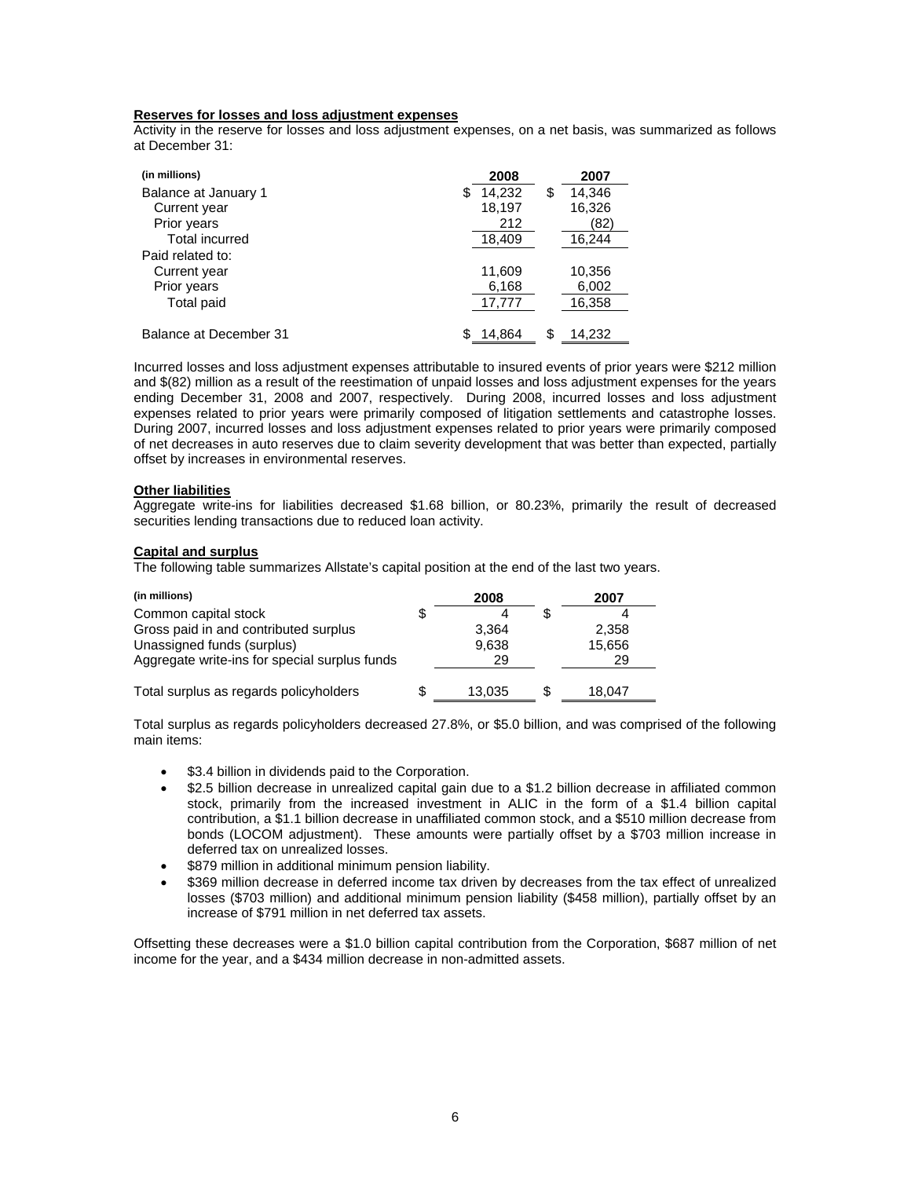**Reserves for losses and loss adjustment expenses**

Activity in the reserve for losses and loss adjustment expenses, on a net basis, was summarized as follows at December 31:

| (in millions) | 2008 | 2007 |
|---|---|---|
| Balance at January 1 | $ 14,232 | $ 14,346 |
| Current year | 18,197 | 16,326 |
| Prior years | 212 | (82) |
| Total incurred | 18,409 | 16,244 |
| Paid related to: | | |
| Current year | 11,609 | 10,356 |
| Prior years | 6,168 | 6,002 |
| Total paid | 17,777 | 16,358 |
| Balance at December 31 | $ 14,864 | $ 14,232 |

Incurred losses and loss adjustment expenses attributable to insured events of prior years were $212 million and $(82) million as a result of the reestimation of unpaid losses and loss adjustment expenses for the years ending December 31, 2008 and 2007, respectively. During 2008, incurred losses and loss adjustment expenses related to prior years were primarily composed of litigation settlements and catastrophe losses. During 2007, incurred losses and loss adjustment expenses related to prior years were primarily composed of net decreases in auto reserves due to claim severity development that was better than expected, partially offset by increases in environmental reserves.

**Other liabilities**

Aggregate write-ins for liabilities decreased $1.68 billion, or 80.23%, primarily the result of decreased securities lending transactions due to reduced loan activity.

**Capital and surplus**

The following table summarizes Allstate's capital position at the end of the last two years.

| (in millions) | 2008 | 2007 |
|---|---|---|
| Common capital stock | $ 4 | $ 4 |
| Gross paid in and contributed surplus | 3,364 | 2,358 |
| Unassigned funds (surplus) | 9,638 | 15,656 |
| Aggregate write-ins for special surplus funds | 29 | 29 |
| Total surplus as regards policyholders | $ 13,035 | $ 18,047 |

Total surplus as regards policyholders decreased 27.8%, or $5.0 billion, and was comprised of the following main items:

- $3.4 billion in dividends paid to the Corporation.
- $2.5 billion decrease in unrealized capital gain due to a $1.2 billion decrease in affiliated common stock, primarily from the increased investment in ALIC in the form of a $1.4 billion capital contribution, a $1.1 billion decrease in unaffiliated common stock, and a $510 million decrease from bonds (LOCOM adjustment). These amounts were partially offset by a $703 million increase in deferred tax on unrealized losses.
- $879 million in additional minimum pension liability.
- $369 million decrease in deferred income tax driven by decreases from the tax effect of unrealized losses ($703 million) and additional minimum pension liability ($458 million), partially offset by an increase of $791 million in net deferred tax assets.

Offsetting these decreases were a $1.0 billion capital contribution from the Corporation, $687 million of net income for the year, and a $434 million decrease in non-admitted assets.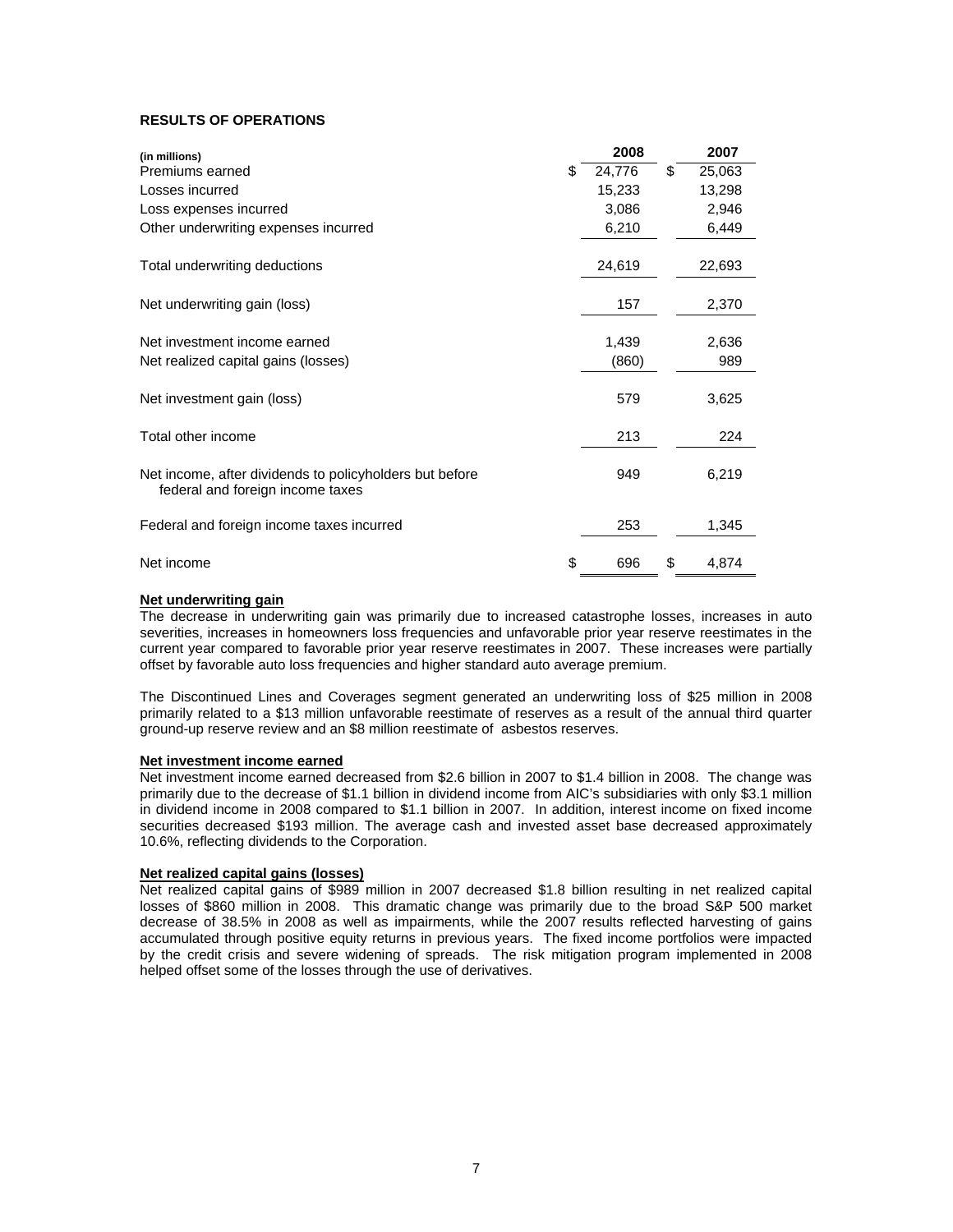## RESULTS OF OPERATIONS

| (in millions) | 2008 | 2007 |
|---|---|---|
| Premiums earned | $ 24,776 | $ 25,063 |
| Losses incurred | 15,233 | 13,298 |
| Loss expenses incurred | 3,086 | 2,946 |
| Other underwriting expenses incurred | 6,210 | 6,449 |
| Total underwriting deductions | 24,619 | 22,693 |
| Net underwriting gain (loss) | 157 | 2,370 |
| Net investment income earned | 1,439 | 2,636 |
| Net realized capital gains (losses) | (860) | 989 |
| Net investment gain (loss) | 579 | 3,625 |
| Total other income | 213 | 224 |
| Net income, after dividends to policyholders but before federal and foreign income taxes | 949 | 6,219 |
| Federal and foreign income taxes incurred | 253 | 1,345 |
| Net income | $ 696 | $ 4,874 |

**Net underwriting gain**

The decrease in underwriting gain was primarily due to increased catastrophe losses, increases in auto severities, increases in homeowners loss frequencies and unfavorable prior year reserve reestimates in the current year compared to favorable prior year reserve reestimates in 2007. These increases were partially offset by favorable auto loss frequencies and higher standard auto average premium.

The Discontinued Lines and Coverages segment generated an underwriting loss of $25 million in 2008 primarily related to a $13 million unfavorable reestimate of reserves as a result of the annual third quarter ground-up reserve review and an $8 million reestimate of asbestos reserves.

**Net investment income earned**

Net investment income earned decreased from $2.6 billion in 2007 to $1.4 billion in 2008. The change was primarily due to the decrease of $1.1 billion in dividend income from AIC's subsidiaries with only $3.1 million in dividend income in 2008 compared to $1.1 billion in 2007. In addition, interest income on fixed income securities decreased $193 million. The average cash and invested asset base decreased approximately 10.6%, reflecting dividends to the Corporation.

**Net realized capital gains (losses)**

Net realized capital gains of $989 million in 2007 decreased $1.8 billion resulting in net realized capital losses of $860 million in 2008. This dramatic change was primarily due to the broad S&P 500 market decrease of 38.5% in 2008 as well as impairments, while the 2007 results reflected harvesting of gains accumulated through positive equity returns in previous years. The fixed income portfolios were impacted by the credit crisis and severe widening of spreads. The risk mitigation program implemented in 2008 helped offset some of the losses through the use of derivatives.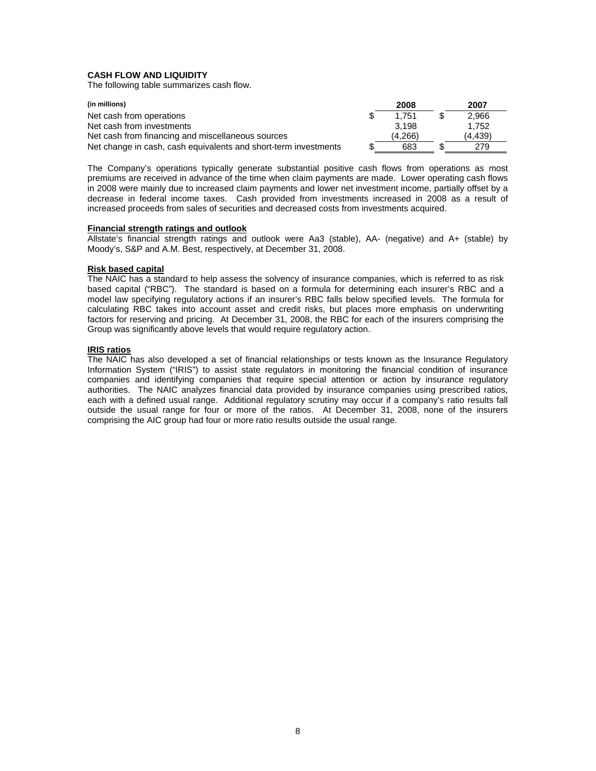## CASH FLOW AND LIQUIDITY

The following table summarizes cash flow.

| (in millions) | 2008 | 2007 |
|---|---|---|
| Net cash from operations | $ 1,751 | $ 2,966 |
| Net cash from investments | 3,198 | 1,752 |
| Net cash from financing and miscellaneous sources | (4,266) | (4,439) |
| Net change in cash, cash equivalents and short-term investments | $ 683 | $ 279 |

The Company's operations typically generate substantial positive cash flows from operations as most premiums are received in advance of the time when claim payments are made. Lower operating cash flows in 2008 were mainly due to increased claim payments and lower net investment income, partially offset by a decrease in federal income taxes. Cash provided from investments increased in 2008 as a result of increased proceeds from sales of securities and decreased costs from investments acquired.

**Financial strength ratings and outlook**

Allstate's financial strength ratings and outlook were Aa3 (stable), AA- (negative) and A+ (stable) by Moody's, S&P and A.M. Best, respectively, at December 31, 2008.

**Risk based capital**

The NAIC has a standard to help assess the solvency of insurance companies, which is referred to as risk based capital ("RBC"). The standard is based on a formula for determining each insurer's RBC and a model law specifying regulatory actions if an insurer's RBC falls below specified levels. The formula for calculating RBC takes into account asset and credit risks, but places more emphasis on underwriting factors for reserving and pricing. At December 31, 2008, the RBC for each of the insurers comprising the Group was significantly above levels that would require regulatory action.

**IRIS ratios**

The NAIC has also developed a set of financial relationships or tests known as the Insurance Regulatory Information System ("IRIS") to assist state regulators in monitoring the financial condition of insurance companies and identifying companies that require special attention or action by insurance regulatory authorities. The NAIC analyzes financial data provided by insurance companies using prescribed ratios, each with a defined usual range. Additional regulatory scrutiny may occur if a company's ratio results fall outside the usual range for four or more of the ratios. At December 31, 2008, none of the insurers comprising the AIC group had four or more ratio results outside the usual range.